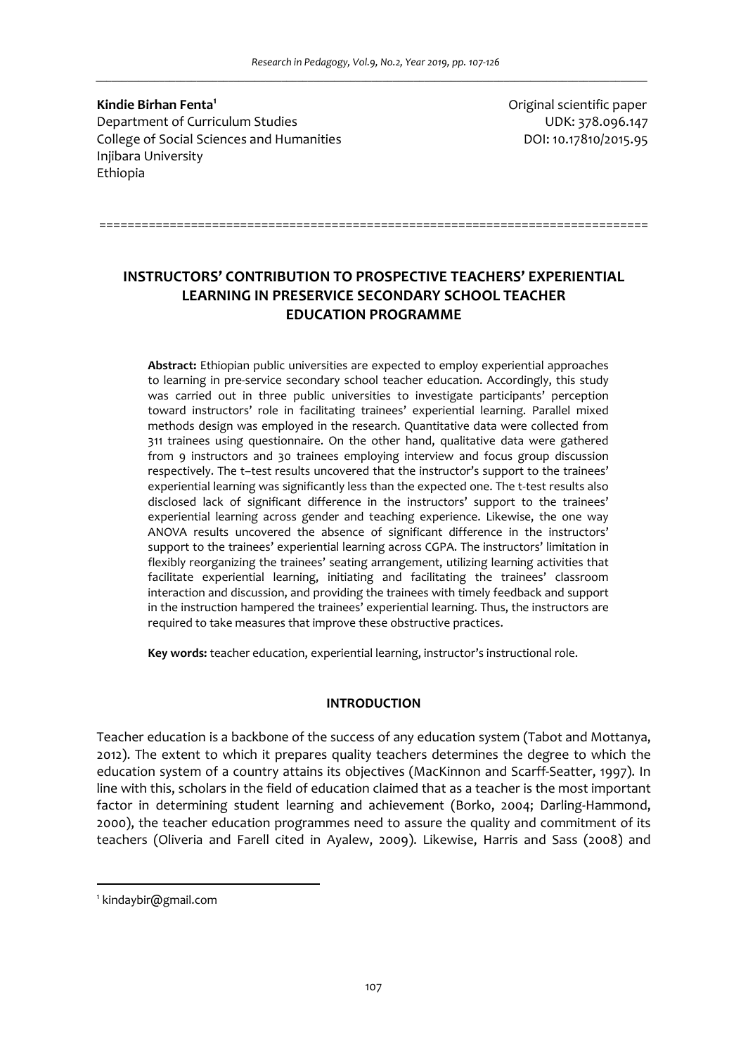**Kindie Birhan Fenta**[1]
Department of Curriculum Studies
College of Social Sciences and Humanities
Injibara University
Ethiopia

Original scientific paper
UDK: 378.096.147
DOI: 10.17810/2015.95

# INSTRUCTORS' CONTRIBUTION TO PROSPECTIVE TEACHERS' EXPERIENTIAL LEARNING IN PRESERVICE SECONDARY SCHOOL TEACHER EDUCATION PROGRAMME

**Abstract:** Ethiopian public universities are expected to employ experiential approaches to learning in pre-service secondary school teacher education. Accordingly, this study was carried out in three public universities to investigate participants' perception toward instructors' role in facilitating trainees' experiential learning. Parallel mixed methods design was employed in the research. Quantitative data were collected from 311 trainees using questionnaire. On the other hand, qualitative data were gathered from 9 instructors and 30 trainees employing interview and focus group discussion respectively. The t–test results uncovered that the instructor's support to the trainees' experiential learning was significantly less than the expected one. The t-test results also disclosed lack of significant difference in the instructors' support to the trainees' experiential learning across gender and teaching experience. Likewise, the one way ANOVA results uncovered the absence of significant difference in the instructors' support to the trainees' experiential learning across CGPA. The instructors' limitation in flexibly reorganizing the trainees' seating arrangement, utilizing learning activities that facilitate experiential learning, initiating and facilitating the trainees' classroom interaction and discussion, and providing the trainees with timely feedback and support in the instruction hampered the trainees' experiential learning. Thus, the instructors are required to take measures that improve these obstructive practices.

**Key words:** teacher education, experiential learning, instructor's instructional role.

## INTRODUCTION

Teacher education is a backbone of the success of any education system (Tabot and Mottanya, 2012). The extent to which it prepares quality teachers determines the degree to which the education system of a country attains its objectives (MacKinnon and Scarff-Seatter, 1997). In line with this, scholars in the field of education claimed that as a teacher is the most important factor in determining student learning and achievement (Borko, 2004; Darling-Hammond, 2000), the teacher education programmes need to assure the quality and commitment of its teachers (Oliveria and Farell cited in Ayalew, 2009). Likewise, Harris and Sass (2008) and

[1] kindaybir@gmail.com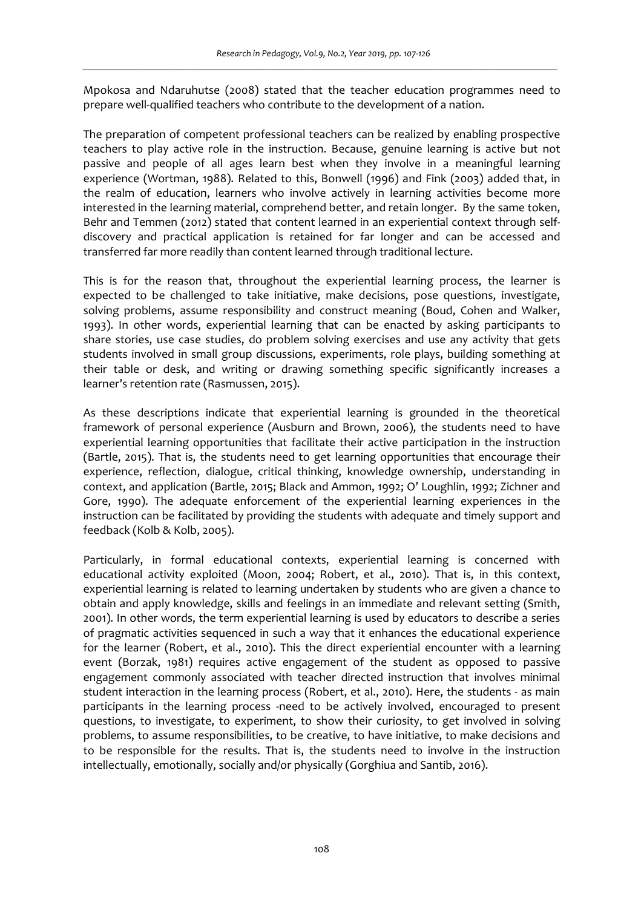Mpokosa and Ndaruhutse (2008) stated that the teacher education programmes need to prepare well-qualified teachers who contribute to the development of a nation.

The preparation of competent professional teachers can be realized by enabling prospective teachers to play active role in the instruction. Because, genuine learning is active but not passive and people of all ages learn best when they involve in a meaningful learning experience (Wortman, 1988). Related to this, Bonwell (1996) and Fink (2003) added that, in the realm of education, learners who involve actively in learning activities become more interested in the learning material, comprehend better, and retain longer. By the same token, Behr and Temmen (2012) stated that content learned in an experiential context through self-discovery and practical application is retained for far longer and can be accessed and transferred far more readily than content learned through traditional lecture.

This is for the reason that, throughout the experiential learning process, the learner is expected to be challenged to take initiative, make decisions, pose questions, investigate, solving problems, assume responsibility and construct meaning (Boud, Cohen and Walker, 1993). In other words, experiential learning that can be enacted by asking participants to share stories, use case studies, do problem solving exercises and use any activity that gets students involved in small group discussions, experiments, role plays, building something at their table or desk, and writing or drawing something specific significantly increases a learner's retention rate (Rasmussen, 2015).

As these descriptions indicate that experiential learning is grounded in the theoretical framework of personal experience (Ausburn and Brown, 2006), the students need to have experiential learning opportunities that facilitate their active participation in the instruction (Bartle, 2015). That is, the students need to get learning opportunities that encourage their experience, reflection, dialogue, critical thinking, knowledge ownership, understanding in context, and application (Bartle, 2015; Black and Ammon, 1992; O' Loughlin, 1992; Zichner and Gore, 1990). The adequate enforcement of the experiential learning experiences in the instruction can be facilitated by providing the students with adequate and timely support and feedback (Kolb & Kolb, 2005).

Particularly, in formal educational contexts, experiential learning is concerned with educational activity exploited (Moon, 2004; Robert, et al., 2010). That is, in this context, experiential learning is related to learning undertaken by students who are given a chance to obtain and apply knowledge, skills and feelings in an immediate and relevant setting (Smith, 2001). In other words, the term experiential learning is used by educators to describe a series of pragmatic activities sequenced in such a way that it enhances the educational experience for the learner (Robert, et al., 2010). This the direct experiential encounter with a learning event (Borzak, 1981) requires active engagement of the student as opposed to passive engagement commonly associated with teacher directed instruction that involves minimal student interaction in the learning process (Robert, et al., 2010). Here, the students - as main participants in the learning process -need to be actively involved, encouraged to present questions, to investigate, to experiment, to show their curiosity, to get involved in solving problems, to assume responsibilities, to be creative, to have initiative, to make decisions and to be responsible for the results. That is, the students need to involve in the instruction intellectually, emotionally, socially and/or physically (Gorghiua and Santib, 2016).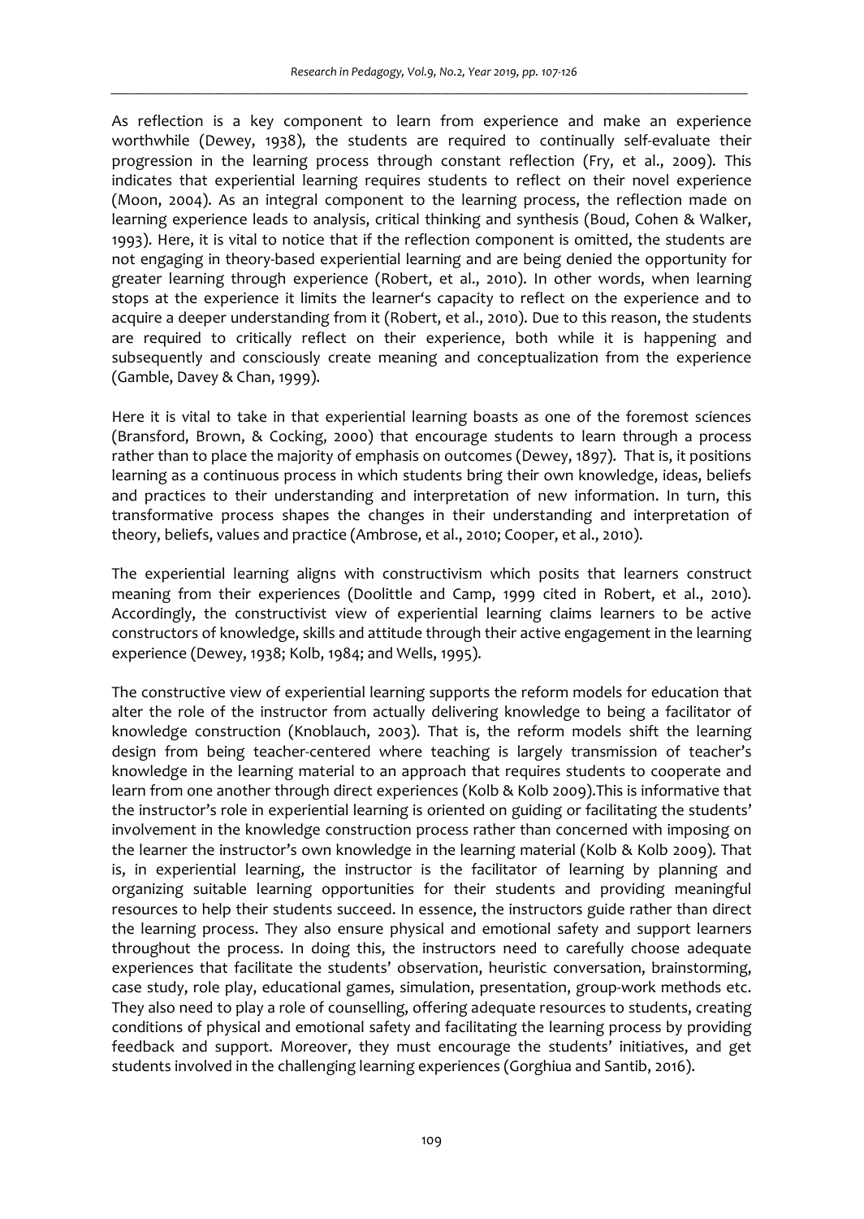As reflection is a key component to learn from experience and make an experience worthwhile (Dewey, 1938), the students are required to continually self-evaluate their progression in the learning process through constant reflection (Fry, et al., 2009). This indicates that experiential learning requires students to reflect on their novel experience (Moon, 2004). As an integral component to the learning process, the reflection made on learning experience leads to analysis, critical thinking and synthesis (Boud, Cohen & Walker, 1993). Here, it is vital to notice that if the reflection component is omitted, the students are not engaging in theory-based experiential learning and are being denied the opportunity for greater learning through experience (Robert, et al., 2010). In other words, when learning stops at the experience it limits the learner's capacity to reflect on the experience and to acquire a deeper understanding from it (Robert, et al., 2010). Due to this reason, the students are required to critically reflect on their experience, both while it is happening and subsequently and consciously create meaning and conceptualization from the experience (Gamble, Davey & Chan, 1999).

Here it is vital to take in that experiential learning boasts as one of the foremost sciences (Bransford, Brown, & Cocking, 2000) that encourage students to learn through a process rather than to place the majority of emphasis on outcomes (Dewey, 1897). That is, it positions learning as a continuous process in which students bring their own knowledge, ideas, beliefs and practices to their understanding and interpretation of new information. In turn, this transformative process shapes the changes in their understanding and interpretation of theory, beliefs, values and practice (Ambrose, et al., 2010; Cooper, et al., 2010).

The experiential learning aligns with constructivism which posits that learners construct meaning from their experiences (Doolittle and Camp, 1999 cited in Robert, et al., 2010). Accordingly, the constructivist view of experiential learning claims learners to be active constructors of knowledge, skills and attitude through their active engagement in the learning experience (Dewey, 1938; Kolb, 1984; and Wells, 1995).

The constructive view of experiential learning supports the reform models for education that alter the role of the instructor from actually delivering knowledge to being a facilitator of knowledge construction (Knoblauch, 2003). That is, the reform models shift the learning design from being teacher-centered where teaching is largely transmission of teacher's knowledge in the learning material to an approach that requires students to cooperate and learn from one another through direct experiences (Kolb & Kolb 2009).This is informative that the instructor's role in experiential learning is oriented on guiding or facilitating the students' involvement in the knowledge construction process rather than concerned with imposing on the learner the instructor's own knowledge in the learning material (Kolb & Kolb 2009). That is, in experiential learning, the instructor is the facilitator of learning by planning and organizing suitable learning opportunities for their students and providing meaningful resources to help their students succeed. In essence, the instructors guide rather than direct the learning process. They also ensure physical and emotional safety and support learners throughout the process. In doing this, the instructors need to carefully choose adequate experiences that facilitate the students' observation, heuristic conversation, brainstorming, case study, role play, educational games, simulation, presentation, group-work methods etc. They also need to play a role of counselling, offering adequate resources to students, creating conditions of physical and emotional safety and facilitating the learning process by providing feedback and support. Moreover, they must encourage the students' initiatives, and get students involved in the challenging learning experiences (Gorghiua and Santib, 2016).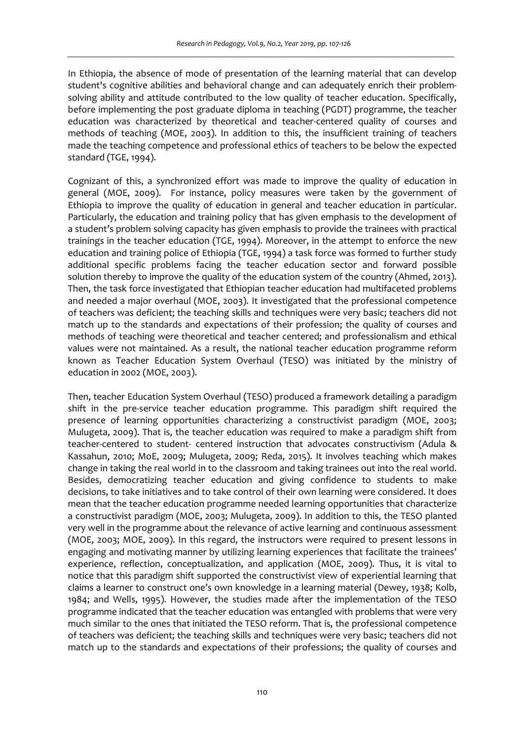In Ethiopia, the absence of mode of presentation of the learning material that can develop student's cognitive abilities and behavioral change and can adequately enrich their problem-solving ability and attitude contributed to the low quality of teacher education. Specifically, before implementing the post graduate diploma in teaching (PGDT) programme, the teacher education was characterized by theoretical and teacher-centered quality of courses and methods of teaching (MOE, 2003). In addition to this, the insufficient training of teachers made the teaching competence and professional ethics of teachers to be below the expected standard (TGE, 1994).

Cognizant of this, a synchronized effort was made to improve the quality of education in general (MOE, 2009). For instance, policy measures were taken by the government of Ethiopia to improve the quality of education in general and teacher education in particular. Particularly, the education and training policy that has given emphasis to the development of a student's problem solving capacity has given emphasis to provide the trainees with practical trainings in the teacher education (TGE, 1994). Moreover, in the attempt to enforce the new education and training police of Ethiopia (TGE, 1994) a task force was formed to further study additional specific problems facing the teacher education sector and forward possible solution thereby to improve the quality of the education system of the country (Ahmed, 2013). Then, the task force investigated that Ethiopian teacher education had multifaceted problems and needed a major overhaul (MOE, 2003). It investigated that the professional competence of teachers was deficient; the teaching skills and techniques were very basic; teachers did not match up to the standards and expectations of their profession; the quality of courses and methods of teaching were theoretical and teacher centered; and professionalism and ethical values were not maintained. As a result, the national teacher education programme reform known as Teacher Education System Overhaul (TESO) was initiated by the ministry of education in 2002 (MOE, 2003).

Then, teacher Education System Overhaul (TESO) produced a framework detailing a paradigm shift in the pre-service teacher education programme. This paradigm shift required the presence of learning opportunities characterizing a constructivist paradigm (MOE, 2003; Mulugeta, 2009). That is, the teacher education was required to make a paradigm shift from teacher-centered to student- centered instruction that advocates constructivism (Adula & Kassahun, 2010; MoE, 2009; Mulugeta, 2009; Reda, 2015). It involves teaching which makes change in taking the real world in to the classroom and taking trainees out into the real world. Besides, democratizing teacher education and giving confidence to students to make decisions, to take initiatives and to take control of their own learning were considered. It does mean that the teacher education programme needed learning opportunities that characterize a constructivist paradigm (MOE, 2003; Mulugeta, 2009). In addition to this, the TESO planted very well in the programme about the relevance of active learning and continuous assessment (MOE, 2003; MOE, 2009). In this regard, the instructors were required to present lessons in engaging and motivating manner by utilizing learning experiences that facilitate the trainees' experience, reflection, conceptualization, and application (MOE, 2009). Thus, it is vital to notice that this paradigm shift supported the constructivist view of experiential learning that claims a learner to construct one's own knowledge in a learning material (Dewey, 1938; Kolb, 1984; and Wells, 1995). However, the studies made after the implementation of the TESO programme indicated that the teacher education was entangled with problems that were very much similar to the ones that initiated the TESO reform. That is, the professional competence of teachers was deficient; the teaching skills and techniques were very basic; teachers did not match up to the standards and expectations of their professions; the quality of courses and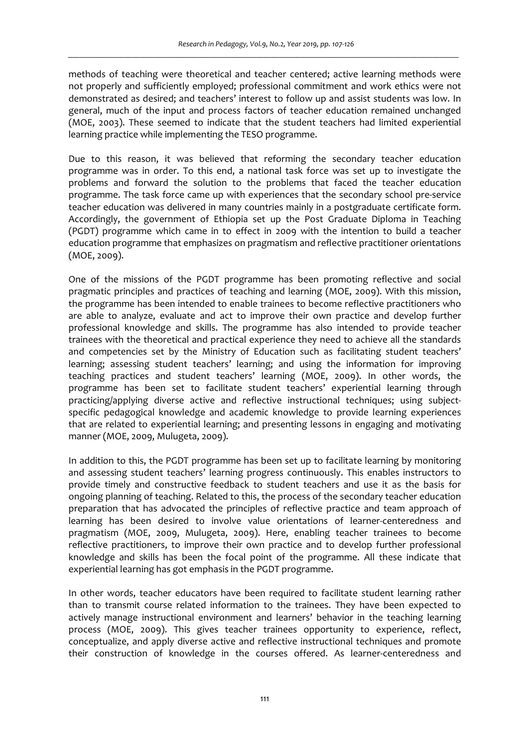methods of teaching were theoretical and teacher centered; active learning methods were not properly and sufficiently employed; professional commitment and work ethics were not demonstrated as desired; and teachers' interest to follow up and assist students was low. In general, much of the input and process factors of teacher education remained unchanged (MOE, 2003). These seemed to indicate that the student teachers had limited experiential learning practice while implementing the TESO programme.

Due to this reason, it was believed that reforming the secondary teacher education programme was in order. To this end, a national task force was set up to investigate the problems and forward the solution to the problems that faced the teacher education programme. The task force came up with experiences that the secondary school pre-service teacher education was delivered in many countries mainly in a postgraduate certificate form. Accordingly, the government of Ethiopia set up the Post Graduate Diploma in Teaching (PGDT) programme which came in to effect in 2009 with the intention to build a teacher education programme that emphasizes on pragmatism and reflective practitioner orientations (MOE, 2009).

One of the missions of the PGDT programme has been promoting reflective and social pragmatic principles and practices of teaching and learning (MOE, 2009). With this mission, the programme has been intended to enable trainees to become reflective practitioners who are able to analyze, evaluate and act to improve their own practice and develop further professional knowledge and skills. The programme has also intended to provide teacher trainees with the theoretical and practical experience they need to achieve all the standards and competencies set by the Ministry of Education such as facilitating student teachers' learning; assessing student teachers' learning; and using the information for improving teaching practices and student teachers' learning (MOE, 2009). In other words, the programme has been set to facilitate student teachers' experiential learning through practicing/applying diverse active and reflective instructional techniques; using subject-specific pedagogical knowledge and academic knowledge to provide learning experiences that are related to experiential learning; and presenting lessons in engaging and motivating manner (MOE, 2009, Mulugeta, 2009).

In addition to this, the PGDT programme has been set up to facilitate learning by monitoring and assessing student teachers' learning progress continuously. This enables instructors to provide timely and constructive feedback to student teachers and use it as the basis for ongoing planning of teaching. Related to this, the process of the secondary teacher education preparation that has advocated the principles of reflective practice and team approach of learning has been desired to involve value orientations of learner-centeredness and pragmatism (MOE, 2009, Mulugeta, 2009). Here, enabling teacher trainees to become reflective practitioners, to improve their own practice and to develop further professional knowledge and skills has been the focal point of the programme. All these indicate that experiential learning has got emphasis in the PGDT programme.

In other words, teacher educators have been required to facilitate student learning rather than to transmit course related information to the trainees. They have been expected to actively manage instructional environment and learners' behavior in the teaching learning process (MOE, 2009). This gives teacher trainees opportunity to experience, reflect, conceptualize, and apply diverse active and reflective instructional techniques and promote their construction of knowledge in the courses offered. As learner-centeredness and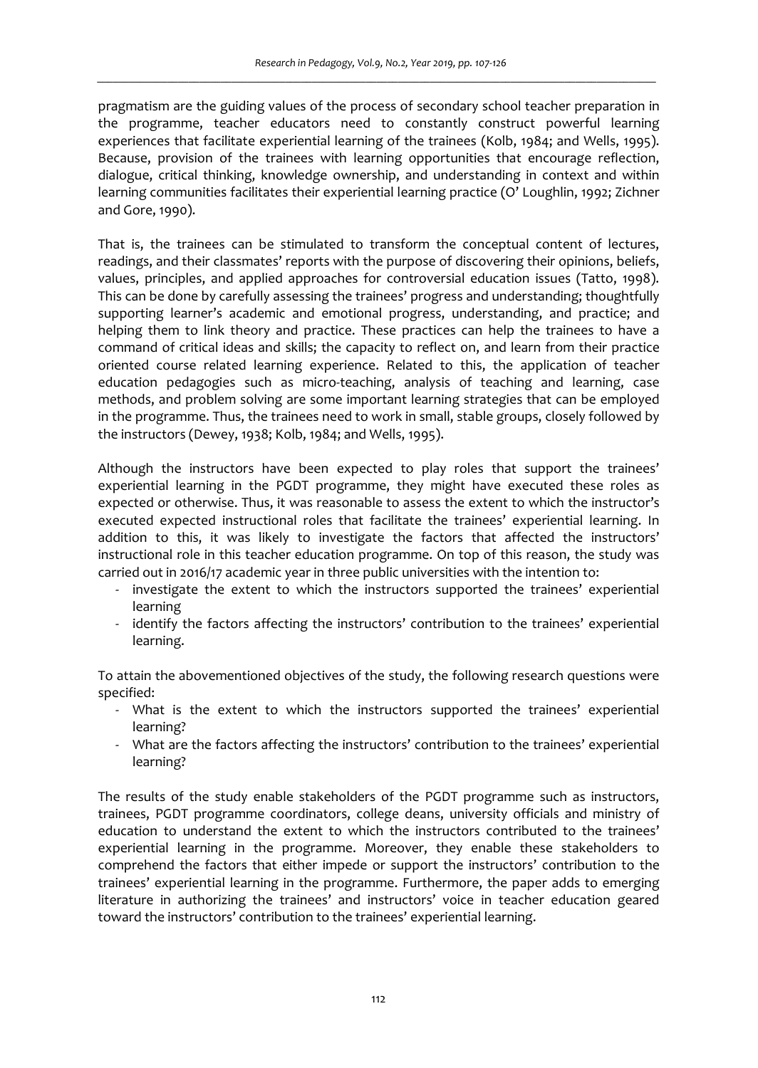pragmatism are the guiding values of the process of secondary school teacher preparation in the programme, teacher educators need to constantly construct powerful learning experiences that facilitate experiential learning of the trainees (Kolb, 1984; and Wells, 1995). Because, provision of the trainees with learning opportunities that encourage reflection, dialogue, critical thinking, knowledge ownership, and understanding in context and within learning communities facilitates their experiential learning practice (O' Loughlin, 1992; Zichner and Gore, 1990).

That is, the trainees can be stimulated to transform the conceptual content of lectures, readings, and their classmates' reports with the purpose of discovering their opinions, beliefs, values, principles, and applied approaches for controversial education issues (Tatto, 1998). This can be done by carefully assessing the trainees' progress and understanding; thoughtfully supporting learner's academic and emotional progress, understanding, and practice; and helping them to link theory and practice. These practices can help the trainees to have a command of critical ideas and skills; the capacity to reflect on, and learn from their practice oriented course related learning experience. Related to this, the application of teacher education pedagogies such as micro-teaching, analysis of teaching and learning, case methods, and problem solving are some important learning strategies that can be employed in the programme. Thus, the trainees need to work in small, stable groups, closely followed by the instructors (Dewey, 1938; Kolb, 1984; and Wells, 1995).

Although the instructors have been expected to play roles that support the trainees' experiential learning in the PGDT programme, they might have executed these roles as expected or otherwise. Thus, it was reasonable to assess the extent to which the instructor's executed expected instructional roles that facilitate the trainees' experiential learning. In addition to this, it was likely to investigate the factors that affected the instructors' instructional role in this teacher education programme. On top of this reason, the study was carried out in 2016/17 academic year in three public universities with the intention to:

- investigate the extent to which the instructors supported the trainees' experiential learning
- identify the factors affecting the instructors' contribution to the trainees' experiential learning.

To attain the abovementioned objectives of the study, the following research questions were specified:

- What is the extent to which the instructors supported the trainees' experiential learning?
- What are the factors affecting the instructors' contribution to the trainees' experiential learning?

The results of the study enable stakeholders of the PGDT programme such as instructors, trainees, PGDT programme coordinators, college deans, university officials and ministry of education to understand the extent to which the instructors contributed to the trainees' experiential learning in the programme. Moreover, they enable these stakeholders to comprehend the factors that either impede or support the instructors' contribution to the trainees' experiential learning in the programme. Furthermore, the paper adds to emerging literature in authorizing the trainees' and instructors' voice in teacher education geared toward the instructors' contribution to the trainees' experiential learning.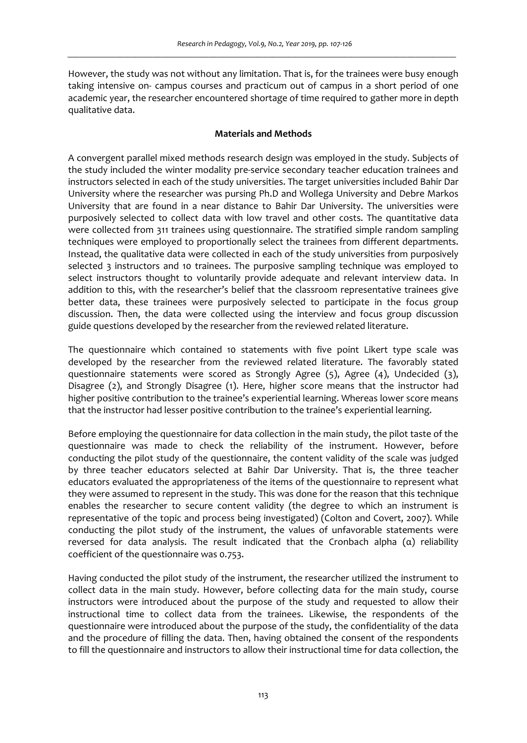However, the study was not without any limitation. That is, for the trainees were busy enough taking intensive on- campus courses and practicum out of campus in a short period of one academic year, the researcher encountered shortage of time required to gather more in depth qualitative data.

## Materials and Methods

A convergent parallel mixed methods research design was employed in the study. Subjects of the study included the winter modality pre-service secondary teacher education trainees and instructors selected in each of the study universities. The target universities included Bahir Dar University where the researcher was pursing Ph.D and Wollega University and Debre Markos University that are found in a near distance to Bahir Dar University. The universities were purposively selected to collect data with low travel and other costs. The quantitative data were collected from 311 trainees using questionnaire. The stratified simple random sampling techniques were employed to proportionally select the trainees from different departments. Instead, the qualitative data were collected in each of the study universities from purposively selected 3 instructors and 10 trainees. The purposive sampling technique was employed to select instructors thought to voluntarily provide adequate and relevant interview data. In addition to this, with the researcher's belief that the classroom representative trainees give better data, these trainees were purposively selected to participate in the focus group discussion. Then, the data were collected using the interview and focus group discussion guide questions developed by the researcher from the reviewed related literature.

The questionnaire which contained 10 statements with five point Likert type scale was developed by the researcher from the reviewed related literature. The favorably stated questionnaire statements were scored as Strongly Agree (5), Agree (4), Undecided (3), Disagree (2), and Strongly Disagree (1). Here, higher score means that the instructor had higher positive contribution to the trainee's experiential learning. Whereas lower score means that the instructor had lesser positive contribution to the trainee's experiential learning.

Before employing the questionnaire for data collection in the main study, the pilot taste of the questionnaire was made to check the reliability of the instrument. However, before conducting the pilot study of the questionnaire, the content validity of the scale was judged by three teacher educators selected at Bahir Dar University. That is, the three teacher educators evaluated the appropriateness of the items of the questionnaire to represent what they were assumed to represent in the study. This was done for the reason that this technique enables the researcher to secure content validity (the degree to which an instrument is representative of the topic and process being investigated) (Colton and Covert, 2007). While conducting the pilot study of the instrument, the values of unfavorable statements were reversed for data analysis. The result indicated that the Cronbach alpha ($\alpha$) reliability coefficient of the questionnaire was 0.753.

Having conducted the pilot study of the instrument, the researcher utilized the instrument to collect data in the main study. However, before collecting data for the main study, course instructors were introduced about the purpose of the study and requested to allow their instructional time to collect data from the trainees. Likewise, the respondents of the questionnaire were introduced about the purpose of the study, the confidentiality of the data and the procedure of filling the data. Then, having obtained the consent of the respondents to fill the questionnaire and instructors to allow their instructional time for data collection, the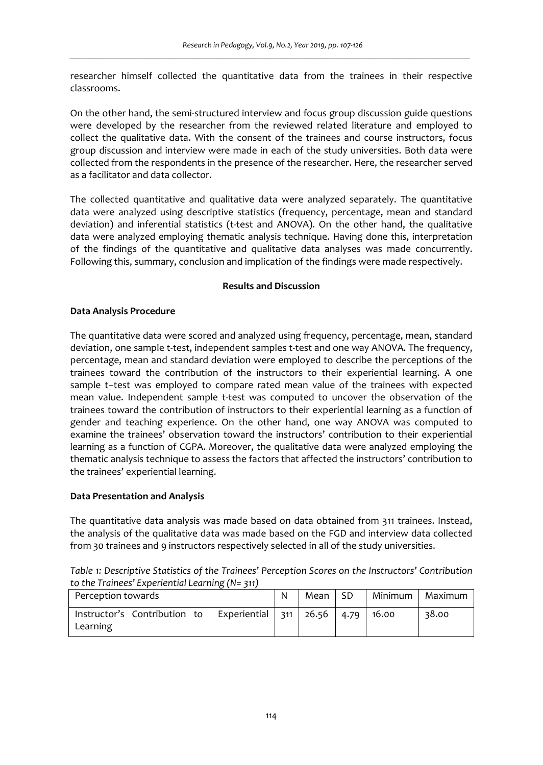researcher himself collected the quantitative data from the trainees in their respective classrooms.

On the other hand, the semi-structured interview and focus group discussion guide questions were developed by the researcher from the reviewed related literature and employed to collect the qualitative data. With the consent of the trainees and course instructors, focus group discussion and interview were made in each of the study universities. Both data were collected from the respondents in the presence of the researcher. Here, the researcher served as a facilitator and data collector.

The collected quantitative and qualitative data were analyzed separately. The quantitative data were analyzed using descriptive statistics (frequency, percentage, mean and standard deviation) and inferential statistics (t-test and ANOVA). On the other hand, the qualitative data were analyzed employing thematic analysis technique. Having done this, interpretation of the findings of the quantitative and qualitative data analyses was made concurrently. Following this, summary, conclusion and implication of the findings were made respectively.

## Results and Discussion

### Data Analysis Procedure

The quantitative data were scored and analyzed using frequency, percentage, mean, standard deviation, one sample t-test, independent samples t-test and one way ANOVA. The frequency, percentage, mean and standard deviation were employed to describe the perceptions of the trainees toward the contribution of the instructors to their experiential learning. A one sample t–test was employed to compare rated mean value of the trainees with expected mean value. Independent sample t-test was computed to uncover the observation of the trainees toward the contribution of instructors to their experiential learning as a function of gender and teaching experience. On the other hand, one way ANOVA was computed to examine the trainees' observation toward the instructors' contribution to their experiential learning as a function of CGPA. Moreover, the qualitative data were analyzed employing the thematic analysis technique to assess the factors that affected the instructors' contribution to the trainees' experiential learning.

### Data Presentation and Analysis

The quantitative data analysis was made based on data obtained from 311 trainees. Instead, the analysis of the qualitative data was made based on the FGD and interview data collected from 30 trainees and 9 instructors respectively selected in all of the study universities.

*Table 1: Descriptive Statistics of the Trainees' Perception Scores on the Instructors' Contribution to the Trainees' Experiential Learning (N= 311)*

| Perception towards | N | Mean | SD | Minimum | Maximum |
|---|---|---|---|---|---|
| Instructor's Contribution to Experiential Learning | 311 | 26.56 | 4.79 | 16.00 | 38.00 |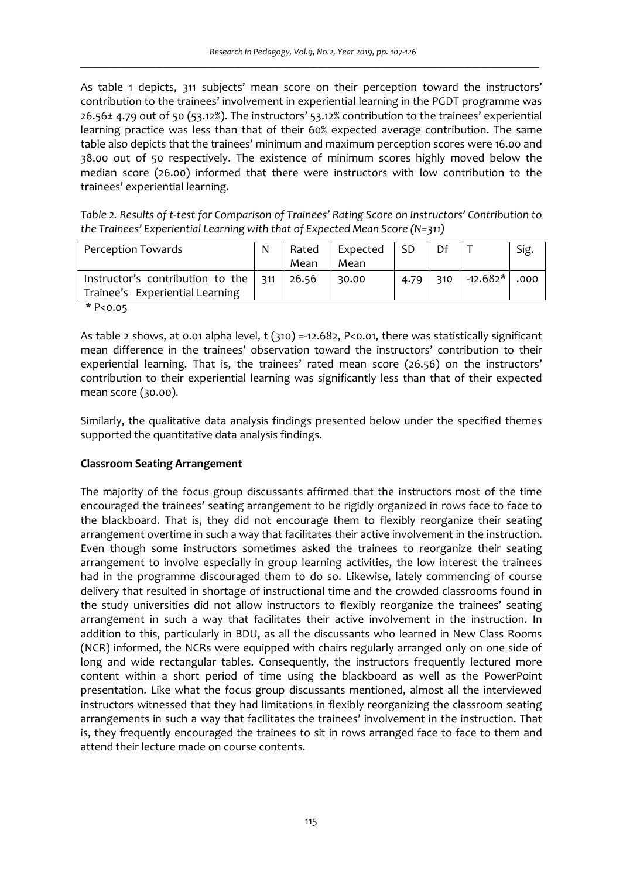As table 1 depicts, 311 subjects' mean score on their perception toward the instructors' contribution to the trainees' involvement in experiential learning in the PGDT programme was 26.56± 4.79 out of 50 (53.12%). The instructors' 53.12% contribution to the trainees' experiential learning practice was less than that of their 60% expected average contribution. The same table also depicts that the trainees' minimum and maximum perception scores were 16.00 and 38.00 out of 50 respectively. The existence of minimum scores highly moved below the median score (26.00) informed that there were instructors with low contribution to the trainees' experiential learning.

*Table 2. Results of t-test for Comparison of Trainees' Rating Score on Instructors' Contribution to the Trainees' Experiential Learning with that of Expected Mean Score (N=311)*

| Perception Towards | N | Rated Mean | Expected Mean | SD | Df | T | Sig. |
|---|---|---|---|---|---|---|---|
| Instructor's contribution to the Trainee's Experiential Learning | 311 | 26.56 | 30.00 | 4.79 | 310 | -12.682* | .000 |

\* P<0.05

As table 2 shows, at 0.01 alpha level, $t(310) = -12.682$, $P<0.01$, there was statistically significant mean difference in the trainees' observation toward the instructors' contribution to their experiential learning. That is, the trainees' rated mean score (26.56) on the instructors' contribution to their experiential learning was significantly less than that of their expected mean score (30.00).

Similarly, the qualitative data analysis findings presented below under the specified themes supported the quantitative data analysis findings.

**Classroom Seating Arrangement**

The majority of the focus group discussants affirmed that the instructors most of the time encouraged the trainees' seating arrangement to be rigidly organized in rows face to face to the blackboard. That is, they did not encourage them to flexibly reorganize their seating arrangement overtime in such a way that facilitates their active involvement in the instruction. Even though some instructors sometimes asked the trainees to reorganize their seating arrangement to involve especially in group learning activities, the low interest the trainees had in the programme discouraged them to do so. Likewise, lately commencing of course delivery that resulted in shortage of instructional time and the crowded classrooms found in the study universities did not allow instructors to flexibly reorganize the trainees' seating arrangement in such a way that facilitates their active involvement in the instruction. In addition to this, particularly in BDU, as all the discussants who learned in New Class Rooms (NCR) informed, the NCRs were equipped with chairs regularly arranged only on one side of long and wide rectangular tables. Consequently, the instructors frequently lectured more content within a short period of time using the blackboard as well as the PowerPoint presentation. Like what the focus group discussants mentioned, almost all the interviewed instructors witnessed that they had limitations in flexibly reorganizing the classroom seating arrangements in such a way that facilitates the trainees' involvement in the instruction. That is, they frequently encouraged the trainees to sit in rows arranged face to face to them and attend their lecture made on course contents.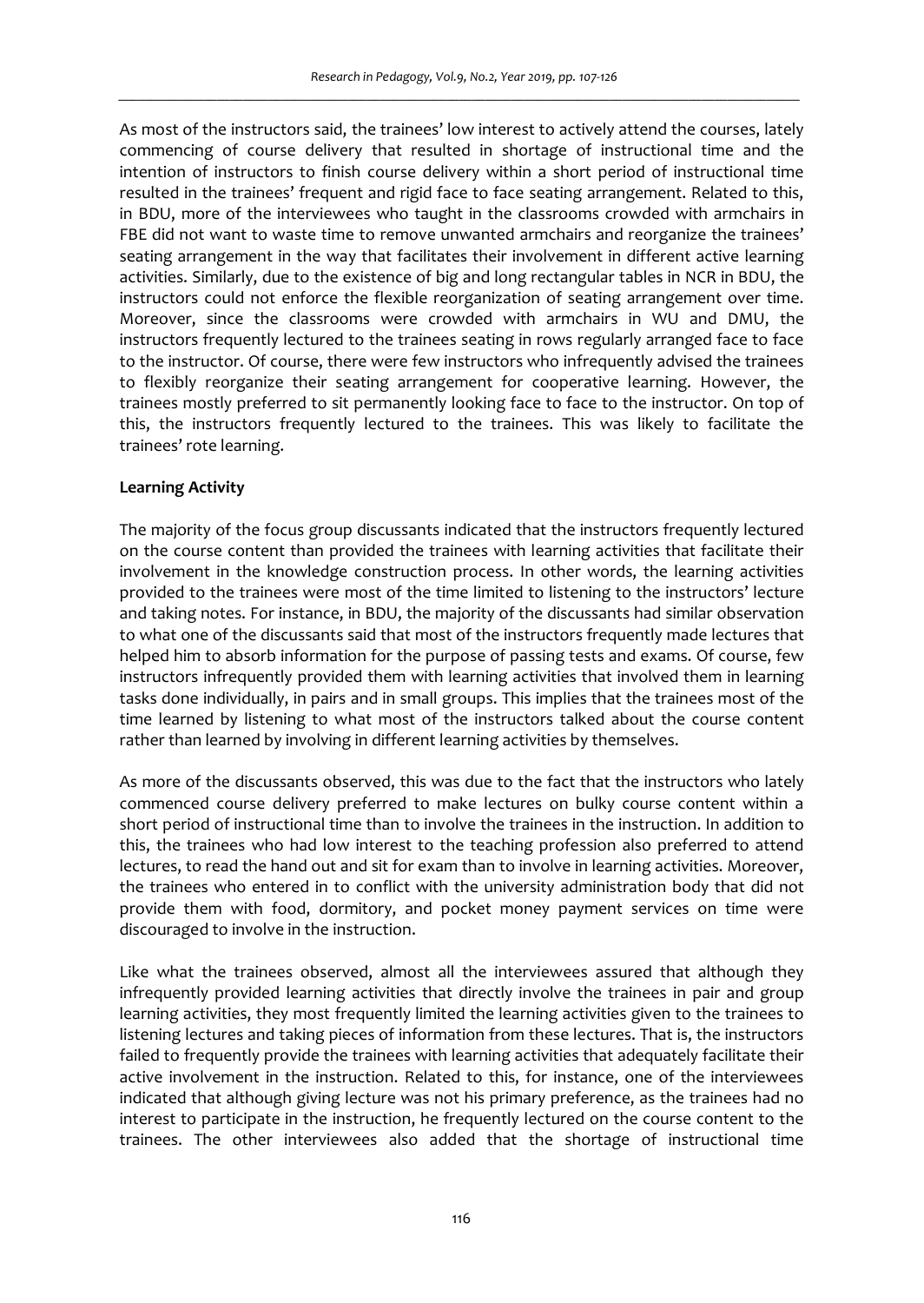As most of the instructors said, the trainees' low interest to actively attend the courses, lately commencing of course delivery that resulted in shortage of instructional time and the intention of instructors to finish course delivery within a short period of instructional time resulted in the trainees' frequent and rigid face to face seating arrangement. Related to this, in BDU, more of the interviewees who taught in the classrooms crowded with armchairs in FBE did not want to waste time to remove unwanted armchairs and reorganize the trainees' seating arrangement in the way that facilitates their involvement in different active learning activities. Similarly, due to the existence of big and long rectangular tables in NCR in BDU, the instructors could not enforce the flexible reorganization of seating arrangement over time. Moreover, since the classrooms were crowded with armchairs in WU and DMU, the instructors frequently lectured to the trainees seating in rows regularly arranged face to face to the instructor. Of course, there were few instructors who infrequently advised the trainees to flexibly reorganize their seating arrangement for cooperative learning. However, the trainees mostly preferred to sit permanently looking face to face to the instructor. On top of this, the instructors frequently lectured to the trainees. This was likely to facilitate the trainees' rote learning.

**Learning Activity**

The majority of the focus group discussants indicated that the instructors frequently lectured on the course content than provided the trainees with learning activities that facilitate their involvement in the knowledge construction process. In other words, the learning activities provided to the trainees were most of the time limited to listening to the instructors' lecture and taking notes. For instance, in BDU, the majority of the discussants had similar observation to what one of the discussants said that most of the instructors frequently made lectures that helped him to absorb information for the purpose of passing tests and exams. Of course, few instructors infrequently provided them with learning activities that involved them in learning tasks done individually, in pairs and in small groups. This implies that the trainees most of the time learned by listening to what most of the instructors talked about the course content rather than learned by involving in different learning activities by themselves.

As more of the discussants observed, this was due to the fact that the instructors who lately commenced course delivery preferred to make lectures on bulky course content within a short period of instructional time than to involve the trainees in the instruction. In addition to this, the trainees who had low interest to the teaching profession also preferred to attend lectures, to read the hand out and sit for exam than to involve in learning activities. Moreover, the trainees who entered in to conflict with the university administration body that did not provide them with food, dormitory, and pocket money payment services on time were discouraged to involve in the instruction.

Like what the trainees observed, almost all the interviewees assured that although they infrequently provided learning activities that directly involve the trainees in pair and group learning activities, they most frequently limited the learning activities given to the trainees to listening lectures and taking pieces of information from these lectures. That is, the instructors failed to frequently provide the trainees with learning activities that adequately facilitate their active involvement in the instruction. Related to this, for instance, one of the interviewees indicated that although giving lecture was not his primary preference, as the trainees had no interest to participate in the instruction, he frequently lectured on the course content to the trainees. The other interviewees also added that the shortage of instructional time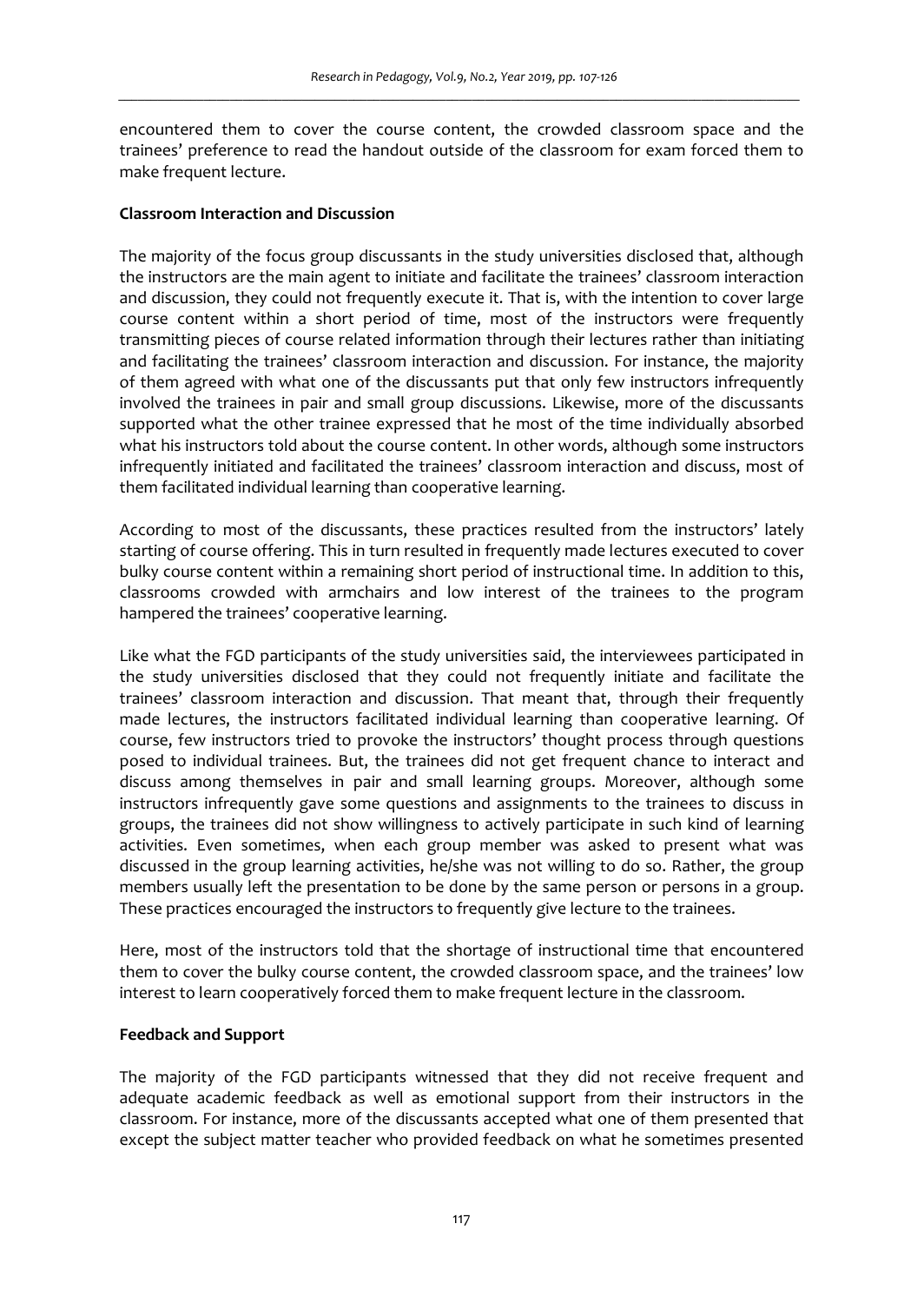encountered them to cover the course content, the crowded classroom space and the trainees' preference to read the handout outside of the classroom for exam forced them to make frequent lecture.

**Classroom Interaction and Discussion**

The majority of the focus group discussants in the study universities disclosed that, although the instructors are the main agent to initiate and facilitate the trainees' classroom interaction and discussion, they could not frequently execute it. That is, with the intention to cover large course content within a short period of time, most of the instructors were frequently transmitting pieces of course related information through their lectures rather than initiating and facilitating the trainees' classroom interaction and discussion. For instance, the majority of them agreed with what one of the discussants put that only few instructors infrequently involved the trainees in pair and small group discussions. Likewise, more of the discussants supported what the other trainee expressed that he most of the time individually absorbed what his instructors told about the course content. In other words, although some instructors infrequently initiated and facilitated the trainees' classroom interaction and discuss, most of them facilitated individual learning than cooperative learning.

According to most of the discussants, these practices resulted from the instructors' lately starting of course offering. This in turn resulted in frequently made lectures executed to cover bulky course content within a remaining short period of instructional time. In addition to this, classrooms crowded with armchairs and low interest of the trainees to the program hampered the trainees' cooperative learning.

Like what the FGD participants of the study universities said, the interviewees participated in the study universities disclosed that they could not frequently initiate and facilitate the trainees' classroom interaction and discussion. That meant that, through their frequently made lectures, the instructors facilitated individual learning than cooperative learning. Of course, few instructors tried to provoke the instructors' thought process through questions posed to individual trainees. But, the trainees did not get frequent chance to interact and discuss among themselves in pair and small learning groups. Moreover, although some instructors infrequently gave some questions and assignments to the trainees to discuss in groups, the trainees did not show willingness to actively participate in such kind of learning activities. Even sometimes, when each group member was asked to present what was discussed in the group learning activities, he/she was not willing to do so. Rather, the group members usually left the presentation to be done by the same person or persons in a group. These practices encouraged the instructors to frequently give lecture to the trainees.

Here, most of the instructors told that the shortage of instructional time that encountered them to cover the bulky course content, the crowded classroom space, and the trainees' low interest to learn cooperatively forced them to make frequent lecture in the classroom.

**Feedback and Support**

The majority of the FGD participants witnessed that they did not receive frequent and adequate academic feedback as well as emotional support from their instructors in the classroom. For instance, more of the discussants accepted what one of them presented that except the subject matter teacher who provided feedback on what he sometimes presented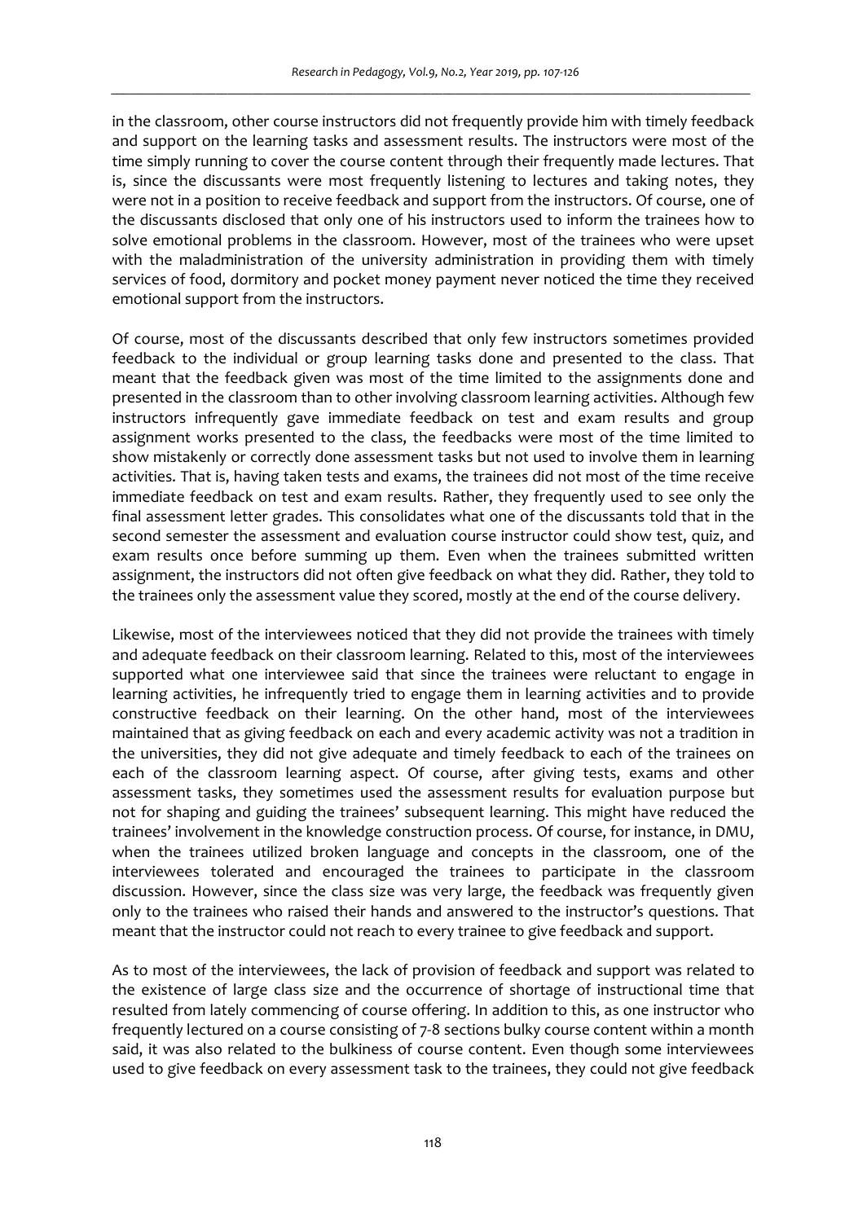in the classroom, other course instructors did not frequently provide him with timely feedback and support on the learning tasks and assessment results. The instructors were most of the time simply running to cover the course content through their frequently made lectures. That is, since the discussants were most frequently listening to lectures and taking notes, they were not in a position to receive feedback and support from the instructors. Of course, one of the discussants disclosed that only one of his instructors used to inform the trainees how to solve emotional problems in the classroom. However, most of the trainees who were upset with the maladministration of the university administration in providing them with timely services of food, dormitory and pocket money payment never noticed the time they received emotional support from the instructors.

Of course, most of the discussants described that only few instructors sometimes provided feedback to the individual or group learning tasks done and presented to the class. That meant that the feedback given was most of the time limited to the assignments done and presented in the classroom than to other involving classroom learning activities. Although few instructors infrequently gave immediate feedback on test and exam results and group assignment works presented to the class, the feedbacks were most of the time limited to show mistakenly or correctly done assessment tasks but not used to involve them in learning activities. That is, having taken tests and exams, the trainees did not most of the time receive immediate feedback on test and exam results. Rather, they frequently used to see only the final assessment letter grades. This consolidates what one of the discussants told that in the second semester the assessment and evaluation course instructor could show test, quiz, and exam results once before summing up them. Even when the trainees submitted written assignment, the instructors did not often give feedback on what they did. Rather, they told to the trainees only the assessment value they scored, mostly at the end of the course delivery.

Likewise, most of the interviewees noticed that they did not provide the trainees with timely and adequate feedback on their classroom learning. Related to this, most of the interviewees supported what one interviewee said that since the trainees were reluctant to engage in learning activities, he infrequently tried to engage them in learning activities and to provide constructive feedback on their learning. On the other hand, most of the interviewees maintained that as giving feedback on each and every academic activity was not a tradition in the universities, they did not give adequate and timely feedback to each of the trainees on each of the classroom learning aspect. Of course, after giving tests, exams and other assessment tasks, they sometimes used the assessment results for evaluation purpose but not for shaping and guiding the trainees' subsequent learning. This might have reduced the trainees' involvement in the knowledge construction process. Of course, for instance, in DMU, when the trainees utilized broken language and concepts in the classroom, one of the interviewees tolerated and encouraged the trainees to participate in the classroom discussion. However, since the class size was very large, the feedback was frequently given only to the trainees who raised their hands and answered to the instructor's questions. That meant that the instructor could not reach to every trainee to give feedback and support.

As to most of the interviewees, the lack of provision of feedback and support was related to the existence of large class size and the occurrence of shortage of instructional time that resulted from lately commencing of course offering. In addition to this, as one instructor who frequently lectured on a course consisting of 7-8 sections bulky course content within a month said, it was also related to the bulkiness of course content. Even though some interviewees used to give feedback on every assessment task to the trainees, they could not give feedback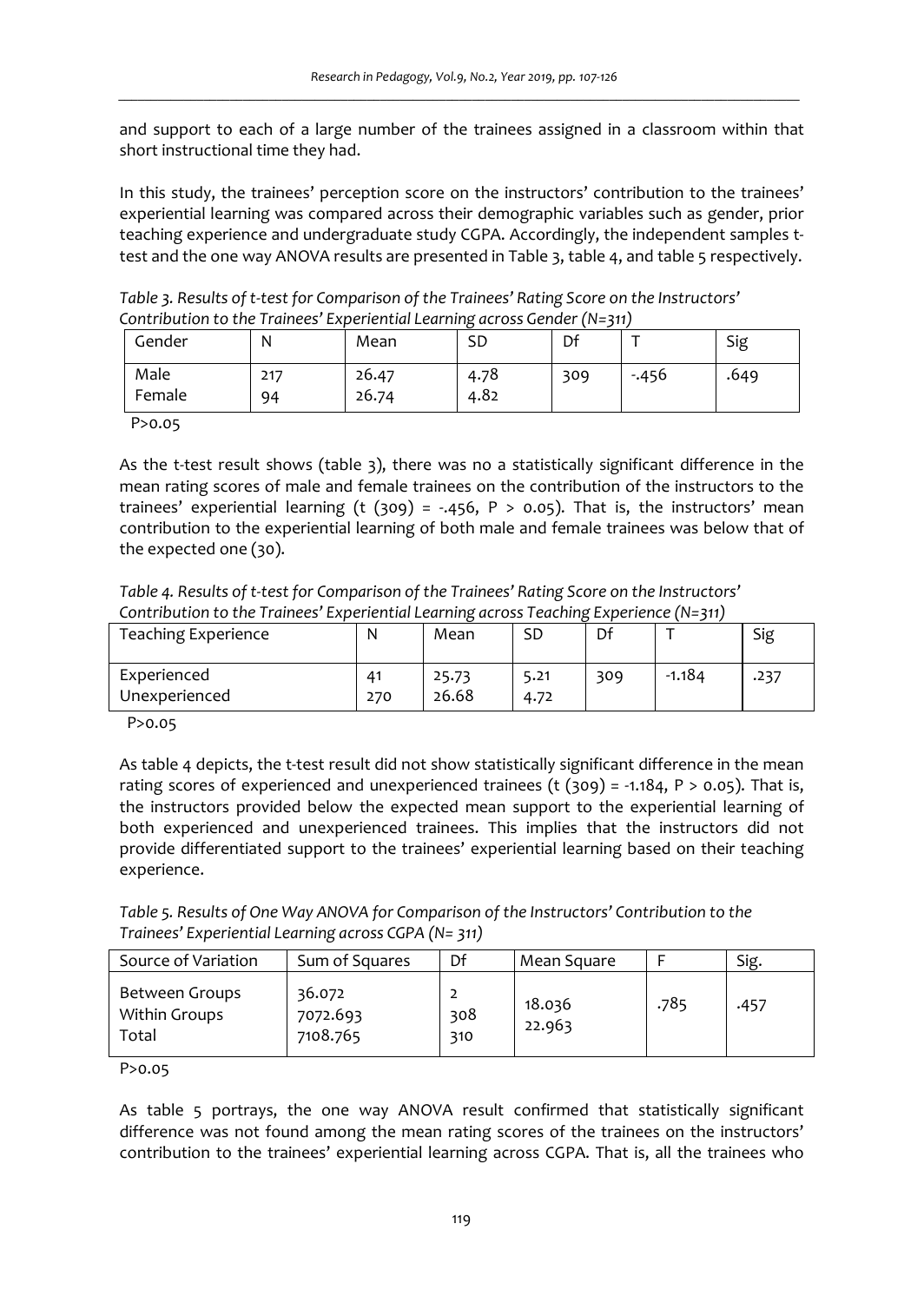and support to each of a large number of the trainees assigned in a classroom within that short instructional time they had.

In this study, the trainees' perception score on the instructors' contribution to the trainees' experiential learning was compared across their demographic variables such as gender, prior teaching experience and undergraduate study CGPA. Accordingly, the independent samples t-test and the one way ANOVA results are presented in Table 3, table 4, and table 5 respectively.

*Table 3. Results of t-test for Comparison of the Trainees' Rating Score on the Instructors' Contribution to the Trainees' Experiential Learning across Gender (N=311)*

| Gender | N | Mean | SD | Df | T | Sig |
|---|---|---|---|---|---|---|
| Male<br>Female | 217<br>94 | 26.47<br>26.74 | 4.78<br>4.82 | 309 | -.456 | .649 |

P>0.05

As the t-test result shows (table 3), there was no a statistically significant difference in the mean rating scores of male and female trainees on the contribution of the instructors to the trainees' experiential learning ($t\ (309) = -.456$, $P > 0.05$). That is, the instructors' mean contribution to the experiential learning of both male and female trainees was below that of the expected one (30).

*Table 4. Results of t-test for Comparison of the Trainees' Rating Score on the Instructors' Contribution to the Trainees' Experiential Learning across Teaching Experience (N=311)*

| Teaching Experience | N | Mean | SD | Df | T | Sig |
|---|---|---|---|---|---|---|
| Experienced<br>Unexperienced | 41<br>270 | 25.73<br>26.68 | 5.21<br>4.72 | 309 | -1.184 | .237 |

P>0.05

As table 4 depicts, the t-test result did not show statistically significant difference in the mean rating scores of experienced and unexperienced trainees ($t\ (309) = -1.184$, $P > 0.05$). That is, the instructors provided below the expected mean support to the experiential learning of both experienced and unexperienced trainees. This implies that the instructors did not provide differentiated support to the trainees' experiential learning based on their teaching experience.

*Table 5. Results of One Way ANOVA for Comparison of the Instructors' Contribution to the Trainees' Experiential Learning across CGPA (N= 311)*

| Source of Variation | Sum of Squares | Df | Mean Square | F | Sig. |
|---|---|---|---|---|---|
| Between Groups<br>Within Groups<br>Total | 36.072<br>7072.693<br>7108.765 | 2<br>308<br>310 | 18.036<br>22.963 | .785 | .457 |

P>0.05

As table 5 portrays, the one way ANOVA result confirmed that statistically significant difference was not found among the mean rating scores of the trainees on the instructors' contribution to the trainees' experiential learning across CGPA. That is, all the trainees who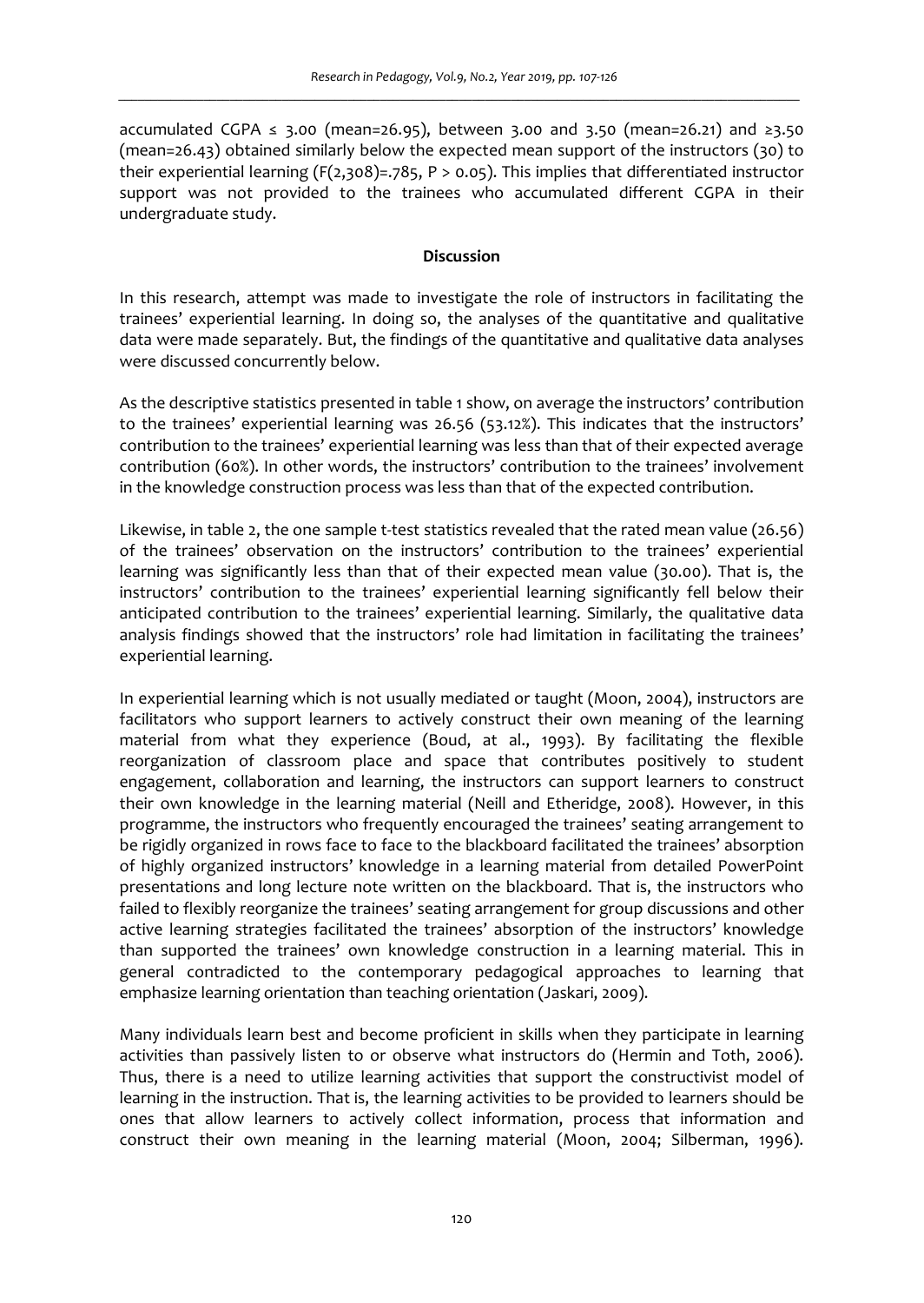accumulated CGPA $\leq$ 3.00 (mean=26.95), between 3.00 and 3.50 (mean=26.21) and $\geq$3.50 (mean=26.43) obtained similarly below the expected mean support of the instructors (30) to their experiential learning ($F(2,308)=.785$, $P > 0.05$). This implies that differentiated instructor support was not provided to the trainees who accumulated different CGPA in their undergraduate study.

## Discussion

In this research, attempt was made to investigate the role of instructors in facilitating the trainees' experiential learning. In doing so, the analyses of the quantitative and qualitative data were made separately. But, the findings of the quantitative and qualitative data analyses were discussed concurrently below.

As the descriptive statistics presented in table 1 show, on average the instructors' contribution to the trainees' experiential learning was 26.56 (53.12%). This indicates that the instructors' contribution to the trainees' experiential learning was less than that of their expected average contribution (60%). In other words, the instructors' contribution to the trainees' involvement in the knowledge construction process was less than that of the expected contribution.

Likewise, in table 2, the one sample t-test statistics revealed that the rated mean value (26.56) of the trainees' observation on the instructors' contribution to the trainees' experiential learning was significantly less than that of their expected mean value (30.00). That is, the instructors' contribution to the trainees' experiential learning significantly fell below their anticipated contribution to the trainees' experiential learning. Similarly, the qualitative data analysis findings showed that the instructors' role had limitation in facilitating the trainees' experiential learning.

In experiential learning which is not usually mediated or taught (Moon, 2004), instructors are facilitators who support learners to actively construct their own meaning of the learning material from what they experience (Boud, at al., 1993). By facilitating the flexible reorganization of classroom place and space that contributes positively to student engagement, collaboration and learning, the instructors can support learners to construct their own knowledge in the learning material (Neill and Etheridge, 2008). However, in this programme, the instructors who frequently encouraged the trainees' seating arrangement to be rigidly organized in rows face to face to the blackboard facilitated the trainees' absorption of highly organized instructors' knowledge in a learning material from detailed PowerPoint presentations and long lecture note written on the blackboard. That is, the instructors who failed to flexibly reorganize the trainees' seating arrangement for group discussions and other active learning strategies facilitated the trainees' absorption of the instructors' knowledge than supported the trainees' own knowledge construction in a learning material. This in general contradicted to the contemporary pedagogical approaches to learning that emphasize learning orientation than teaching orientation (Jaskari, 2009).

Many individuals learn best and become proficient in skills when they participate in learning activities than passively listen to or observe what instructors do (Hermin and Toth, 2006). Thus, there is a need to utilize learning activities that support the constructivist model of learning in the instruction. That is, the learning activities to be provided to learners should be ones that allow learners to actively collect information, process that information and construct their own meaning in the learning material (Moon, 2004; Silberman, 1996).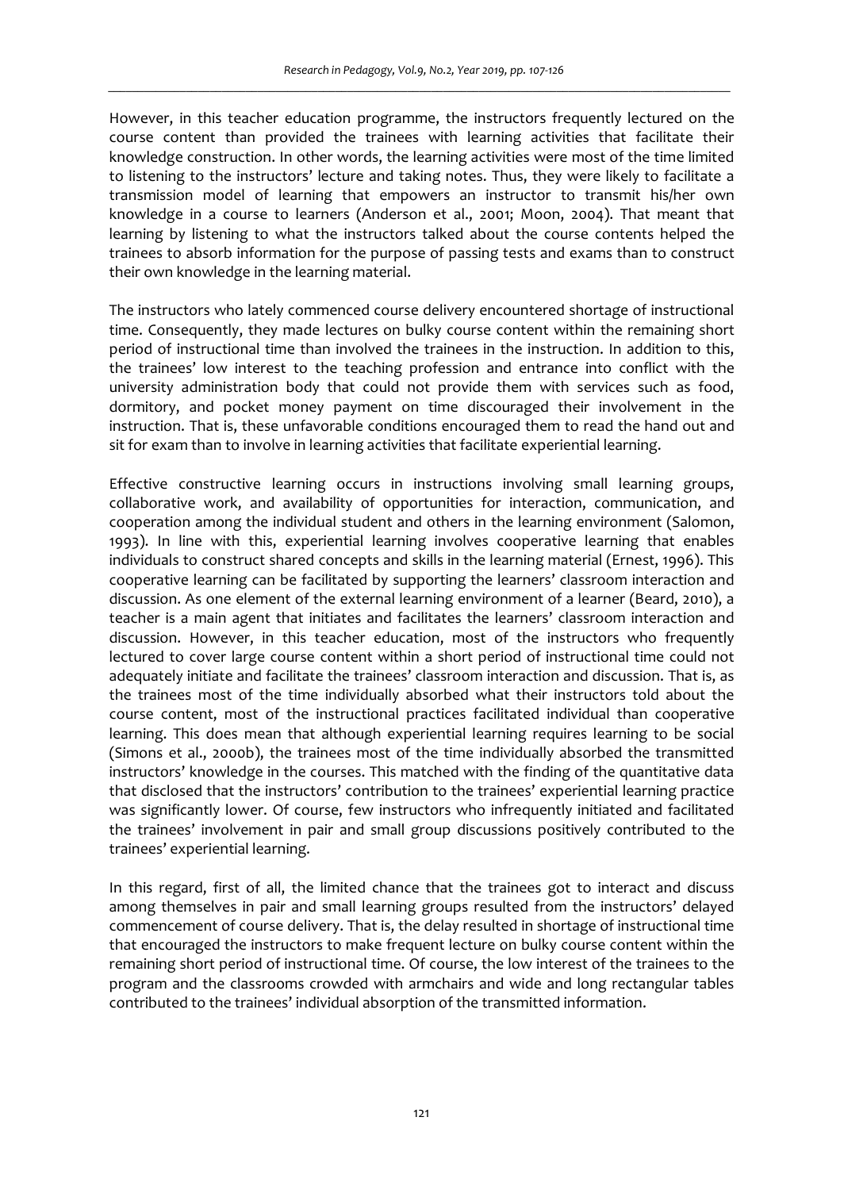However, in this teacher education programme, the instructors frequently lectured on the course content than provided the trainees with learning activities that facilitate their knowledge construction. In other words, the learning activities were most of the time limited to listening to the instructors' lecture and taking notes. Thus, they were likely to facilitate a transmission model of learning that empowers an instructor to transmit his/her own knowledge in a course to learners (Anderson et al., 2001; Moon, 2004). That meant that learning by listening to what the instructors talked about the course contents helped the trainees to absorb information for the purpose of passing tests and exams than to construct their own knowledge in the learning material.

The instructors who lately commenced course delivery encountered shortage of instructional time. Consequently, they made lectures on bulky course content within the remaining short period of instructional time than involved the trainees in the instruction. In addition to this, the trainees' low interest to the teaching profession and entrance into conflict with the university administration body that could not provide them with services such as food, dormitory, and pocket money payment on time discouraged their involvement in the instruction. That is, these unfavorable conditions encouraged them to read the hand out and sit for exam than to involve in learning activities that facilitate experiential learning.

Effective constructive learning occurs in instructions involving small learning groups, collaborative work, and availability of opportunities for interaction, communication, and cooperation among the individual student and others in the learning environment (Salomon, 1993). In line with this, experiential learning involves cooperative learning that enables individuals to construct shared concepts and skills in the learning material (Ernest, 1996). This cooperative learning can be facilitated by supporting the learners' classroom interaction and discussion. As one element of the external learning environment of a learner (Beard, 2010), a teacher is a main agent that initiates and facilitates the learners' classroom interaction and discussion. However, in this teacher education, most of the instructors who frequently lectured to cover large course content within a short period of instructional time could not adequately initiate and facilitate the trainees' classroom interaction and discussion. That is, as the trainees most of the time individually absorbed what their instructors told about the course content, most of the instructional practices facilitated individual than cooperative learning. This does mean that although experiential learning requires learning to be social (Simons et al., 2000b), the trainees most of the time individually absorbed the transmitted instructors' knowledge in the courses. This matched with the finding of the quantitative data that disclosed that the instructors' contribution to the trainees' experiential learning practice was significantly lower. Of course, few instructors who infrequently initiated and facilitated the trainees' involvement in pair and small group discussions positively contributed to the trainees' experiential learning.

In this regard, first of all, the limited chance that the trainees got to interact and discuss among themselves in pair and small learning groups resulted from the instructors' delayed commencement of course delivery. That is, the delay resulted in shortage of instructional time that encouraged the instructors to make frequent lecture on bulky course content within the remaining short period of instructional time. Of course, the low interest of the trainees to the program and the classrooms crowded with armchairs and wide and long rectangular tables contributed to the trainees' individual absorption of the transmitted information.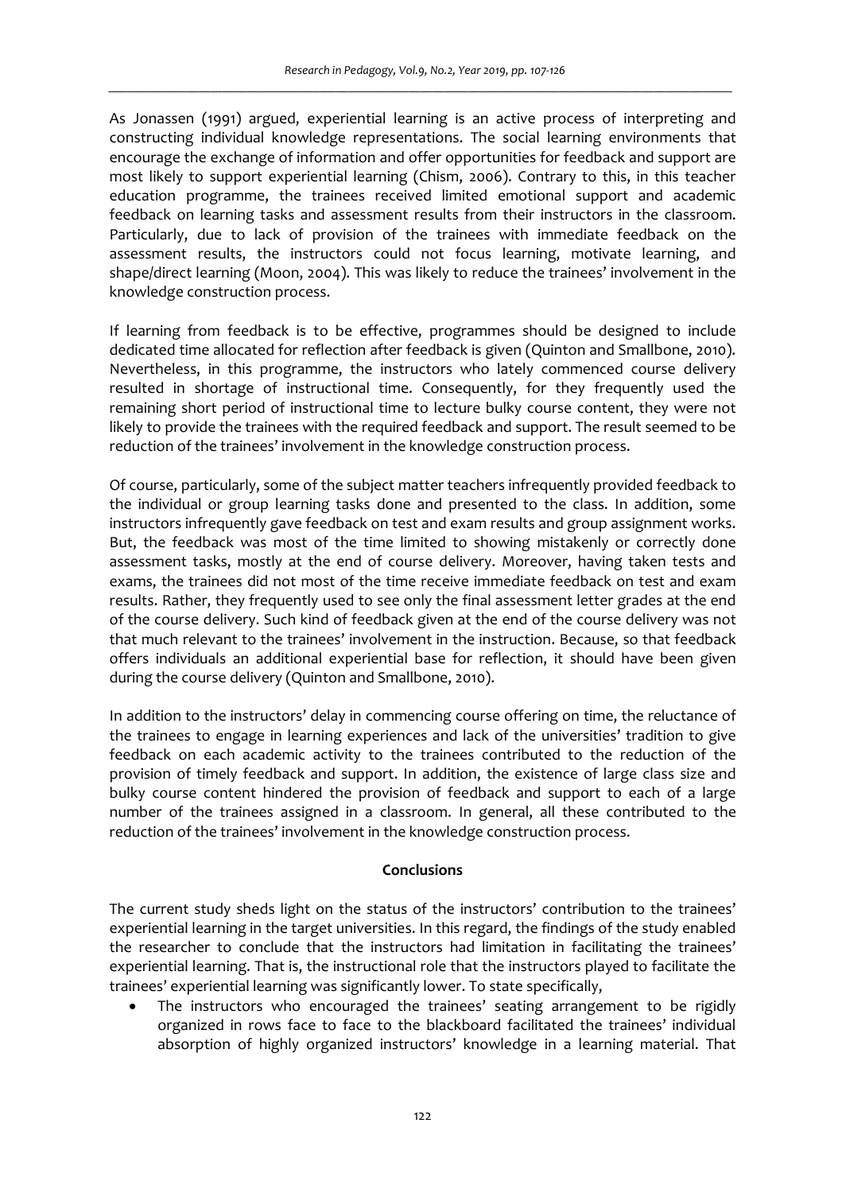As Jonassen (1991) argued, experiential learning is an active process of interpreting and constructing individual knowledge representations. The social learning environments that encourage the exchange of information and offer opportunities for feedback and support are most likely to support experiential learning (Chism, 2006). Contrary to this, in this teacher education programme, the trainees received limited emotional support and academic feedback on learning tasks and assessment results from their instructors in the classroom. Particularly, due to lack of provision of the trainees with immediate feedback on the assessment results, the instructors could not focus learning, motivate learning, and shape/direct learning (Moon, 2004). This was likely to reduce the trainees' involvement in the knowledge construction process.

If learning from feedback is to be effective, programmes should be designed to include dedicated time allocated for reflection after feedback is given (Quinton and Smallbone, 2010). Nevertheless, in this programme, the instructors who lately commenced course delivery resulted in shortage of instructional time. Consequently, for they frequently used the remaining short period of instructional time to lecture bulky course content, they were not likely to provide the trainees with the required feedback and support. The result seemed to be reduction of the trainees' involvement in the knowledge construction process.

Of course, particularly, some of the subject matter teachers infrequently provided feedback to the individual or group learning tasks done and presented to the class. In addition, some instructors infrequently gave feedback on test and exam results and group assignment works. But, the feedback was most of the time limited to showing mistakenly or correctly done assessment tasks, mostly at the end of course delivery. Moreover, having taken tests and exams, the trainees did not most of the time receive immediate feedback on test and exam results. Rather, they frequently used to see only the final assessment letter grades at the end of the course delivery. Such kind of feedback given at the end of the course delivery was not that much relevant to the trainees' involvement in the instruction. Because, so that feedback offers individuals an additional experiential base for reflection, it should have been given during the course delivery (Quinton and Smallbone, 2010).

In addition to the instructors' delay in commencing course offering on time, the reluctance of the trainees to engage in learning experiences and lack of the universities' tradition to give feedback on each academic activity to the trainees contributed to the reduction of the provision of timely feedback and support. In addition, the existence of large class size and bulky course content hindered the provision of feedback and support to each of a large number of the trainees assigned in a classroom. In general, all these contributed to the reduction of the trainees' involvement in the knowledge construction process.

## Conclusions

The current study sheds light on the status of the instructors' contribution to the trainees' experiential learning in the target universities. In this regard, the findings of the study enabled the researcher to conclude that the instructors had limitation in facilitating the trainees' experiential learning. That is, the instructional role that the instructors played to facilitate the trainees' experiential learning was significantly lower. To state specifically,

- The instructors who encouraged the trainees' seating arrangement to be rigidly organized in rows face to face to the blackboard facilitated the trainees' individual absorption of highly organized instructors' knowledge in a learning material. That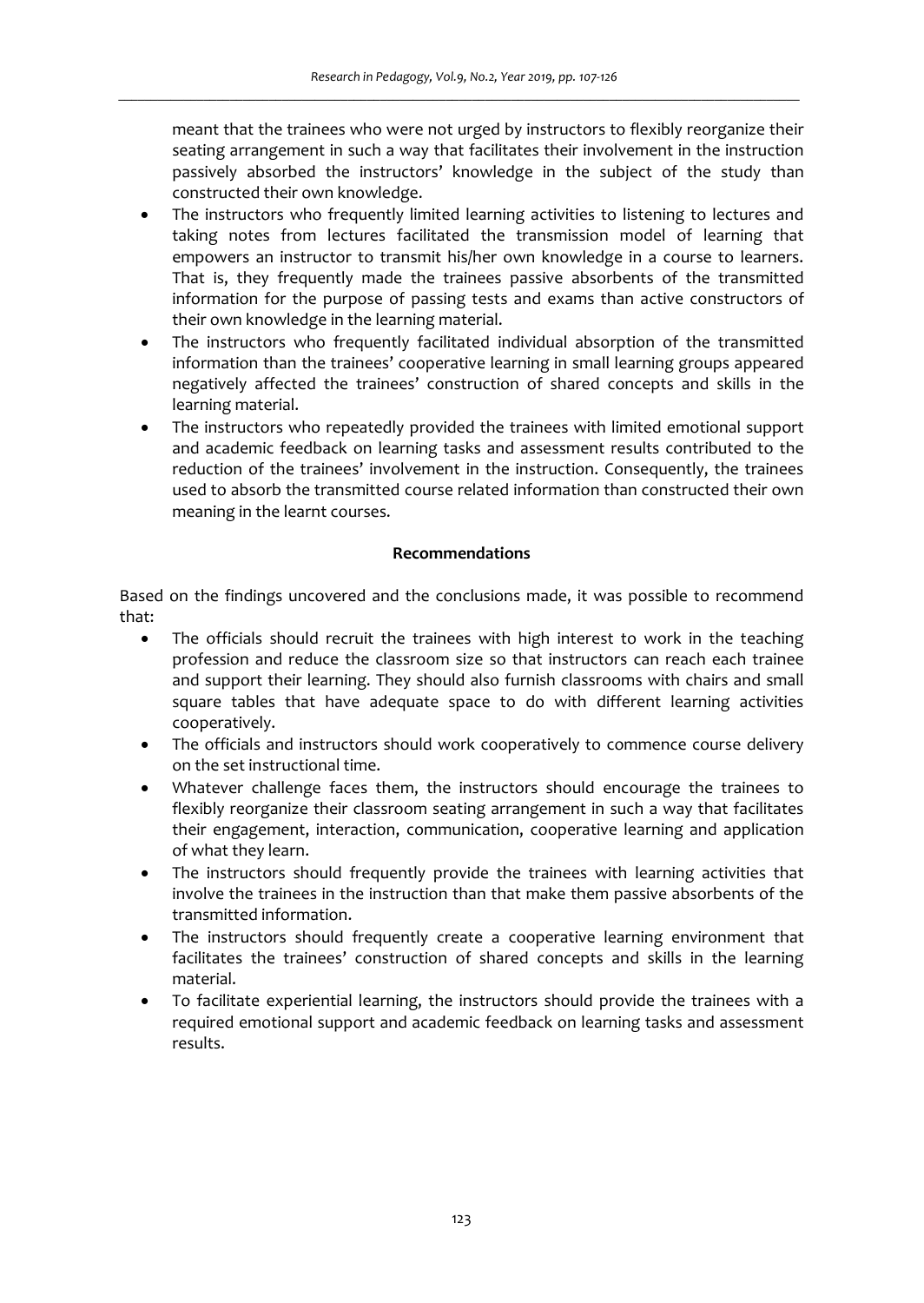meant that the trainees who were not urged by instructors to flexibly reorganize their seating arrangement in such a way that facilitates their involvement in the instruction passively absorbed the instructors' knowledge in the subject of the study than constructed their own knowledge.

- The instructors who frequently limited learning activities to listening to lectures and taking notes from lectures facilitated the transmission model of learning that empowers an instructor to transmit his/her own knowledge in a course to learners. That is, they frequently made the trainees passive absorbents of the transmitted information for the purpose of passing tests and exams than active constructors of their own knowledge in the learning material.
- The instructors who frequently facilitated individual absorption of the transmitted information than the trainees' cooperative learning in small learning groups appeared negatively affected the trainees' construction of shared concepts and skills in the learning material.
- The instructors who repeatedly provided the trainees with limited emotional support and academic feedback on learning tasks and assessment results contributed to the reduction of the trainees' involvement in the instruction. Consequently, the trainees used to absorb the transmitted course related information than constructed their own meaning in the learnt courses.

## Recommendations

Based on the findings uncovered and the conclusions made, it was possible to recommend that:

- The officials should recruit the trainees with high interest to work in the teaching profession and reduce the classroom size so that instructors can reach each trainee and support their learning. They should also furnish classrooms with chairs and small square tables that have adequate space to do with different learning activities cooperatively.
- The officials and instructors should work cooperatively to commence course delivery on the set instructional time.
- Whatever challenge faces them, the instructors should encourage the trainees to flexibly reorganize their classroom seating arrangement in such a way that facilitates their engagement, interaction, communication, cooperative learning and application of what they learn.
- The instructors should frequently provide the trainees with learning activities that involve the trainees in the instruction than that make them passive absorbents of the transmitted information.
- The instructors should frequently create a cooperative learning environment that facilitates the trainees' construction of shared concepts and skills in the learning material.
- To facilitate experiential learning, the instructors should provide the trainees with a required emotional support and academic feedback on learning tasks and assessment results.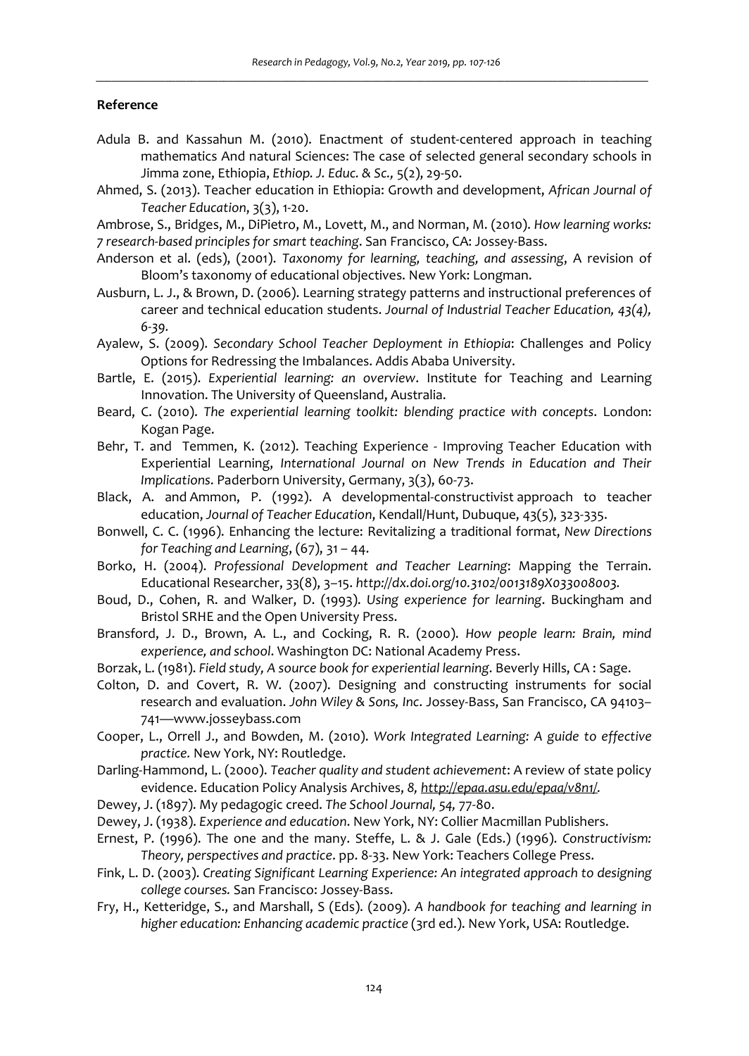**Reference**

Adula B. and Kassahun M. (2010). Enactment of student-centered approach in teaching mathematics And natural Sciences: The case of selected general secondary schools in Jimma zone, Ethiopia, *Ethiop. J. Educ. & Sc.*, 5(2), 29-50.

Ahmed, S. (2013). Teacher education in Ethiopia: Growth and development, *African Journal of Teacher Education*, 3(3), 1-20.

Ambrose, S., Bridges, M., DiPietro, M., Lovett, M., and Norman, M. (2010). *How learning works: 7 research-based principles for smart teaching*. San Francisco, CA: Jossey-Bass.

Anderson et al. (eds), (2001). *Taxonomy for learning, teaching, and assessing*, A revision of Bloom's taxonomy of educational objectives. New York: Longman.

Ausburn, L. J., & Brown, D. (2006). Learning strategy patterns and instructional preferences of career and technical education students. *Journal of Industrial Teacher Education, 43(4), 6-39.*

Ayalew, S. (2009). *Secondary School Teacher Deployment in Ethiopia*: Challenges and Policy Options for Redressing the Imbalances. Addis Ababa University.

Bartle, E. (2015). *Experiential learning: an overview*. Institute for Teaching and Learning Innovation. The University of Queensland, Australia.

Beard, C. (2010). *The experiential learning toolkit: blending practice with concepts*. London: Kogan Page.

Behr, T. and Temmen, K. (2012). Teaching Experience - Improving Teacher Education with Experiential Learning, *International Journal on New Trends in Education and Their Implications*. Paderborn University, Germany, 3(3), 60-73.

Black, A. and Ammon, P. (1992). A developmental-constructivist approach to teacher education, *Journal of Teacher Education*, Kendall/Hunt, Dubuque, 43(5), 323-335.

Bonwell, C. C. (1996). Enhancing the lecture: Revitalizing a traditional format, *New Directions for Teaching and Learning*, (67), 31 – 44.

Borko, H. (2004). *Professional Development and Teacher Learning*: Mapping the Terrain. Educational Researcher, 33(8), 3–15. *http://dx.doi.org/10.3102/0013189X033008003.*

Boud, D., Cohen, R. and Walker, D. (1993). *Using experience for learning*. Buckingham and Bristol SRHE and the Open University Press.

Bransford, J. D., Brown, A. L., and Cocking, R. R. (2000). *How people learn: Brain, mind experience, and school*. Washington DC: National Academy Press.

Borzak, L. (1981). *Field study, A source book for experiential learning*. Beverly Hills, CA : Sage.

Colton, D. and Covert, R. W. (2007). Designing and constructing instruments for social research and evaluation. *John Wiley & Sons, Inc*. Jossey-Bass, San Francisco, CA 94103–741—www.josseybass.com

Cooper, L., Orrell J., and Bowden, M. (2010). *Work Integrated Learning: A guide to effective practice.* New York, NY: Routledge.

Darling-Hammond, L. (2000). *Teacher quality and student achievement*: A review of state policy evidence. Education Policy Analysis Archives, *8, http://epaa.asu.edu/epaa/v8n1/.*

Dewey, J. (1897). My pedagogic creed. *The School Journal, 54,* 77-80.

Dewey, J. (1938). *Experience and education*. New York, NY: Collier Macmillan Publishers.

Ernest, P. (1996). The one and the many. Steffe, L. & J. Gale (Eds.) (1996). *Constructivism: Theory, perspectives and practice*. pp. 8-33. New York: Teachers College Press.

Fink, L. D. (2003). *Creating Significant Learning Experience: An integrated approach to designing college courses.* San Francisco: Jossey-Bass.

Fry, H., Ketteridge, S., and Marshall, S (Eds). (2009). *A handbook for teaching and learning in higher education: Enhancing academic practice* (3rd ed.). New York, USA: Routledge.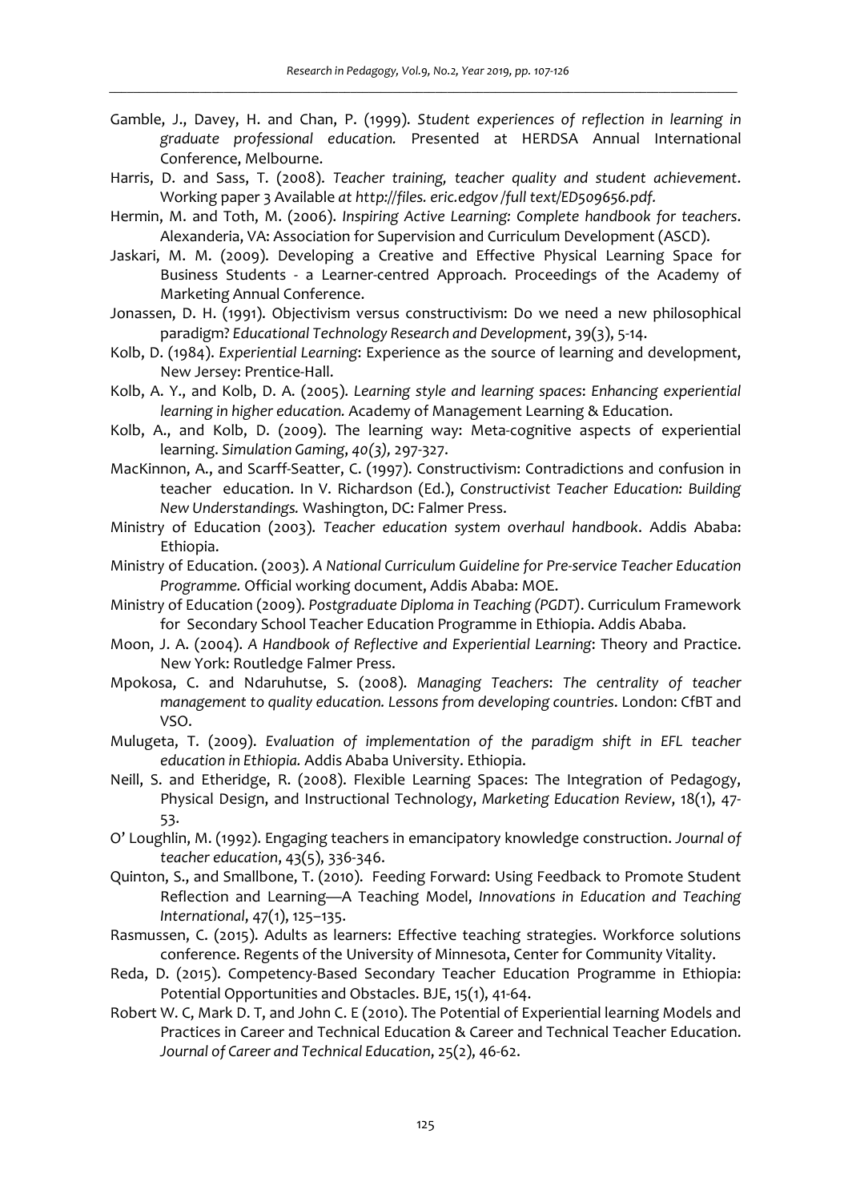Gamble, J., Davey, H. and Chan, P. (1999). *Student experiences of reflection in learning in graduate professional education.* Presented at HERDSA Annual International Conference, Melbourne.

Harris, D. and Sass, T. (2008). *Teacher training, teacher quality and student achievement*. Working paper 3 Available *at http://files. eric.edgov /full text/ED509656.pdf*.

Hermin, M. and Toth, M. (2006). *Inspiring Active Learning: Complete handbook for teachers.* Alexanderia, VA: Association for Supervision and Curriculum Development (ASCD).

Jaskari, M. M. (2009). Developing a Creative and Effective Physical Learning Space for Business Students - a Learner-centred Approach. Proceedings of the Academy of Marketing Annual Conference.

Jonassen, D. H. (1991). Objectivism versus constructivism: Do we need a new philosophical paradigm? *Educational Technology Research and Development*, 39(3), 5-14.

Kolb, D. (1984). *Experiential Learning*: Experience as the source of learning and development, New Jersey: Prentice-Hall.

Kolb, A. Y., and Kolb, D. A. (2005). *Learning style and learning spaces*: *Enhancing experiential learning in higher education.* Academy of Management Learning & Education.

Kolb, A., and Kolb, D. (2009). The learning way: Meta-cognitive aspects of experiential learning. *Simulation Gaming*, *40(3)*, 297-327.

MacKinnon, A., and Scarff-Seatter, C. (1997). Constructivism: Contradictions and confusion in teacher education. In V. Richardson (Ed.), *Constructivist Teacher Education: Building New Understandings.* Washington, DC: Falmer Press.

Ministry of Education (2003). *Teacher education system overhaul handbook*. Addis Ababa: Ethiopia.

Ministry of Education. (2003). *A National Curriculum Guideline for Pre-service Teacher Education Programme.* Official working document, Addis Ababa: MOE.

Ministry of Education (2009). *Postgraduate Diploma in Teaching (PGDT)*. Curriculum Framework for Secondary School Teacher Education Programme in Ethiopia. Addis Ababa.

Moon, J. A. (2004). *A Handbook of Reflective and Experiential Learning*: Theory and Practice. New York: Routledge Falmer Press.

Mpokosa, C. and Ndaruhutse, S. (2008). *Managing Teachers*: *The centrality of teacher management to quality education. Lessons from developing countries*. London: CfBT and VSO.

Mulugeta, T. (2009). *Evaluation of implementation of the paradigm shift in EFL teacher education in Ethiopia.* Addis Ababa University. Ethiopia.

Neill, S. and Etheridge, R. (2008). Flexible Learning Spaces: The Integration of Pedagogy, Physical Design, and Instructional Technology, *Marketing Education Review*, 18(1), 47-53.

O' Loughlin, M. (1992). Engaging teachers in emancipatory knowledge construction. *Journal of teacher education*, 43(5), 336-346.

Quinton, S., and Smallbone, T. (2010). Feeding Forward: Using Feedback to Promote Student Reflection and Learning—A Teaching Model, *Innovations in Education and Teaching International*, 47(1), 125–135.

Rasmussen, C. (2015). Adults as learners: Effective teaching strategies. Workforce solutions conference. Regents of the University of Minnesota, Center for Community Vitality.

Reda, D. (2015). Competency-Based Secondary Teacher Education Programme in Ethiopia: Potential Opportunities and Obstacles. BJE, 15(1), 41-64.

Robert W. C, Mark D. T, and John C. E (2010). The Potential of Experiential learning Models and Practices in Career and Technical Education & Career and Technical Teacher Education. *Journal of Career and Technical Education*, 25(2), 46-62.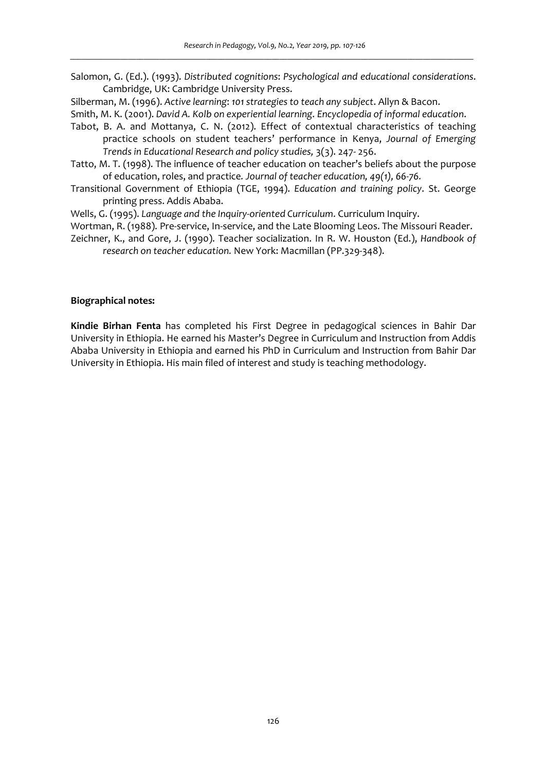Salomon, G. (Ed.). (1993). *Distributed cognitions: Psychological and educational considerations.* Cambridge, UK: Cambridge University Press.

Silberman, M. (1996). *Active learning: 101 strategies to teach any subject*. Allyn & Bacon.

Smith, M. K. (2001). *David A. Kolb on experiential learning. Encyclopedia of informal education*.

Tabot, B. A. and Mottanya, C. N. (2012). Effect of contextual characteristics of teaching practice schools on student teachers' performance in Kenya, *Journal of Emerging Trends in Educational Research and policy studies,* 3(3). 247- 256.

Tatto, M. T. (1998). The influence of teacher education on teacher's beliefs about the purpose of education, roles, and practice*. Journal of teacher education, 49(1), 66-76.*

Transitional Government of Ethiopia (TGE, 1994). *Education and training policy*. St. George printing press. Addis Ababa.

Wells, G. (1995). *Language and the Inquiry-oriented Curriculum*. Curriculum Inquiry.

Wortman, R. (1988). Pre-service, In-service, and the Late Blooming Leos. The Missouri Reader.

Zeichner, K., and Gore, J. (1990). Teacher socialization. In R. W. Houston (Ed.), *Handbook of research on teacher education.* New York: Macmillan (PP.329-348).

**Biographical notes:**

**Kindie Birhan Fenta** has completed his First Degree in pedagogical sciences in Bahir Dar University in Ethiopia. He earned his Master's Degree in Curriculum and Instruction from Addis Ababa University in Ethiopia and earned his PhD in Curriculum and Instruction from Bahir Dar University in Ethiopia. His main filed of interest and study is teaching methodology.